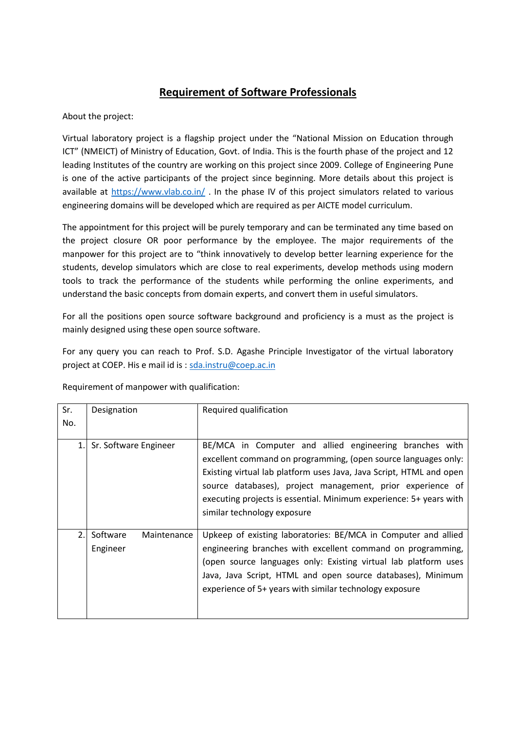# Requirement of Software Professionals

About the project:

Virtual laboratory project is a flagship project under the "National Mission on Education through ICT" (NMEICT) of Ministry of Education, Govt. of India. This is the fourth phase of the project and 12 leading Institutes of the country are working on this project since 2009. College of Engineering Pune is one of the active participants of the project since beginning. More details about this project is available at [https://www.vlab.co.in/](https://www.vlab.co.in/) . In the phase IV of this project simulators related to various engineering domains will be developed which are required as per AICTE model curriculum.

The appointment for this project will be purely temporary and can be terminated any time based on the project closure OR poor performance by the employee. The major requirements of the manpower for this project are to "think innovatively to develop better learning experience for the students, develop simulators which are close to real experiments, develop methods using modern tools to track the performance of the students while performing the online experiments, and understand the basic concepts from domain experts, and convert them in useful simulators.

For all the positions open source software background and proficiency is a must as the project is mainly designed using these open source software.

For any query you can reach to Prof. S.D. Agashe Principle Investigator of the virtual laboratory project at COEP. His e mail id is : [sda.instru@coep.ac.in](mailto:sda.instru@coep.ac.in)

Requirement of manpower with qualification:

| Sr. No. | Designation | Required qualification |
|---|---|---|
| 1. | Sr. Software Engineer | BE/MCA in Computer and allied engineering branches with excellent command on programming, (open source languages only: Existing virtual lab platform uses Java, Java Script, HTML and open source databases), project management, prior experience of executing projects is essential. Minimum experience: 5+ years with similar technology exposure |
| 2. | Software Maintenance Engineer | Upkeep of existing laboratories: BE/MCA in Computer and allied engineering branches with excellent command on programming, (open source languages only: Existing virtual lab platform uses Java, Java Script, HTML and open source databases), Minimum experience of 5+ years with similar technology exposure |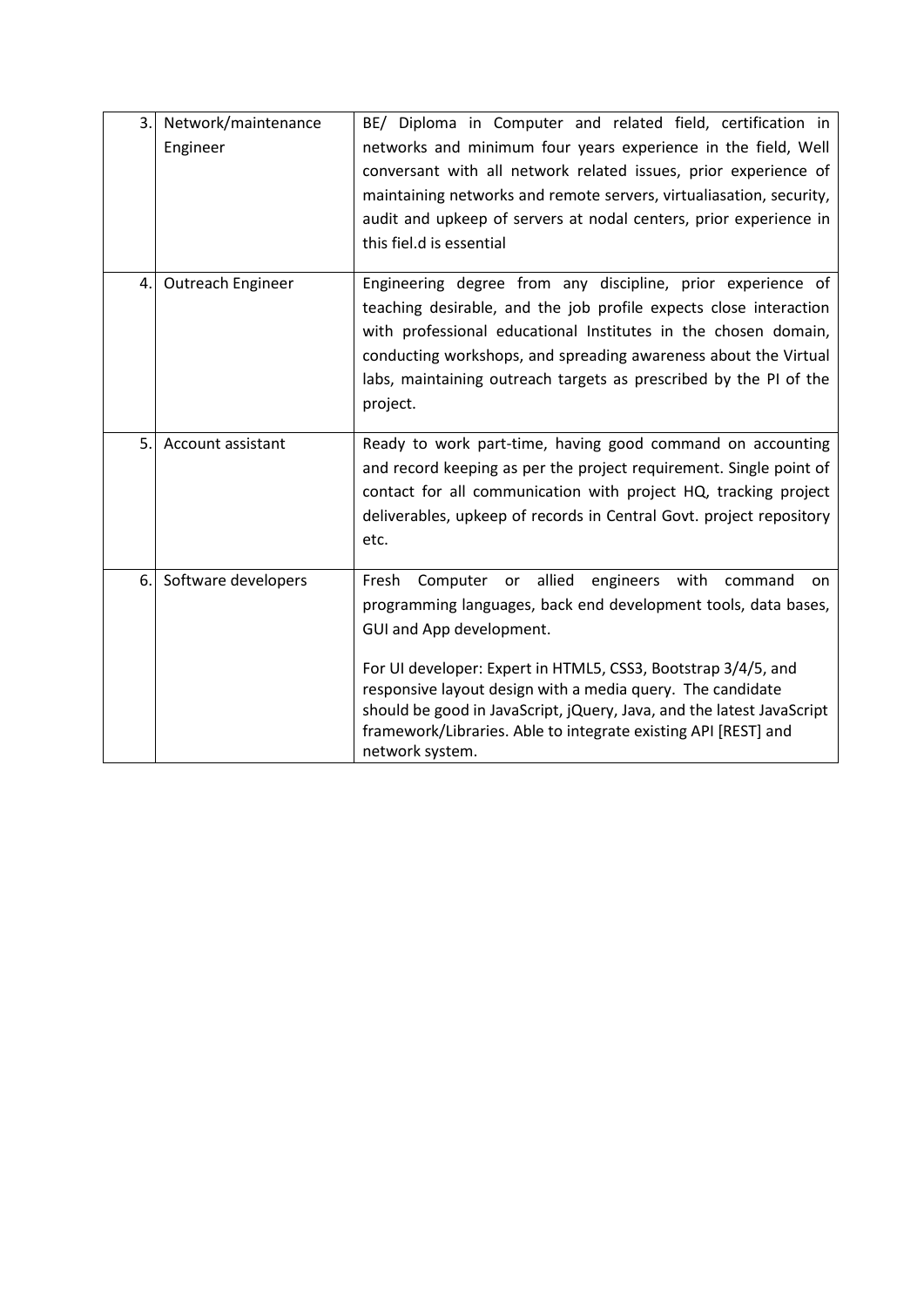| | | |
|---|---|---|
| 3. | Network/maintenance Engineer | BE/ Diploma in Computer and related field, certification in networks and minimum four years experience in the field, Well conversant with all network related issues, prior experience of maintaining networks and remote servers, virtualiasation, security, audit and upkeep of servers at nodal centers, prior experience in this fiel.d is essential |
| 4. | Outreach Engineer | Engineering degree from any discipline, prior experience of teaching desirable, and the job profile expects close interaction with professional educational Institutes in the chosen domain, conducting workshops, and spreading awareness about the Virtual labs, maintaining outreach targets as prescribed by the PI of the project. |
| 5. | Account assistant | Ready to work part-time, having good command on accounting and record keeping as per the project requirement. Single point of contact for all communication with project HQ, tracking project deliverables, upkeep of records in Central Govt. project repository etc. |
| 6. | Software developers | Fresh Computer or allied engineers with command on programming languages, back end development tools, data bases, GUI and App development.<br><br>For UI developer: Expert in HTML5, CSS3, Bootstrap 3/4/5, and responsive layout design with a media query. The candidate should be good in JavaScript, jQuery, Java, and the latest JavaScript framework/Libraries. Able to integrate existing API [REST] and network system. |